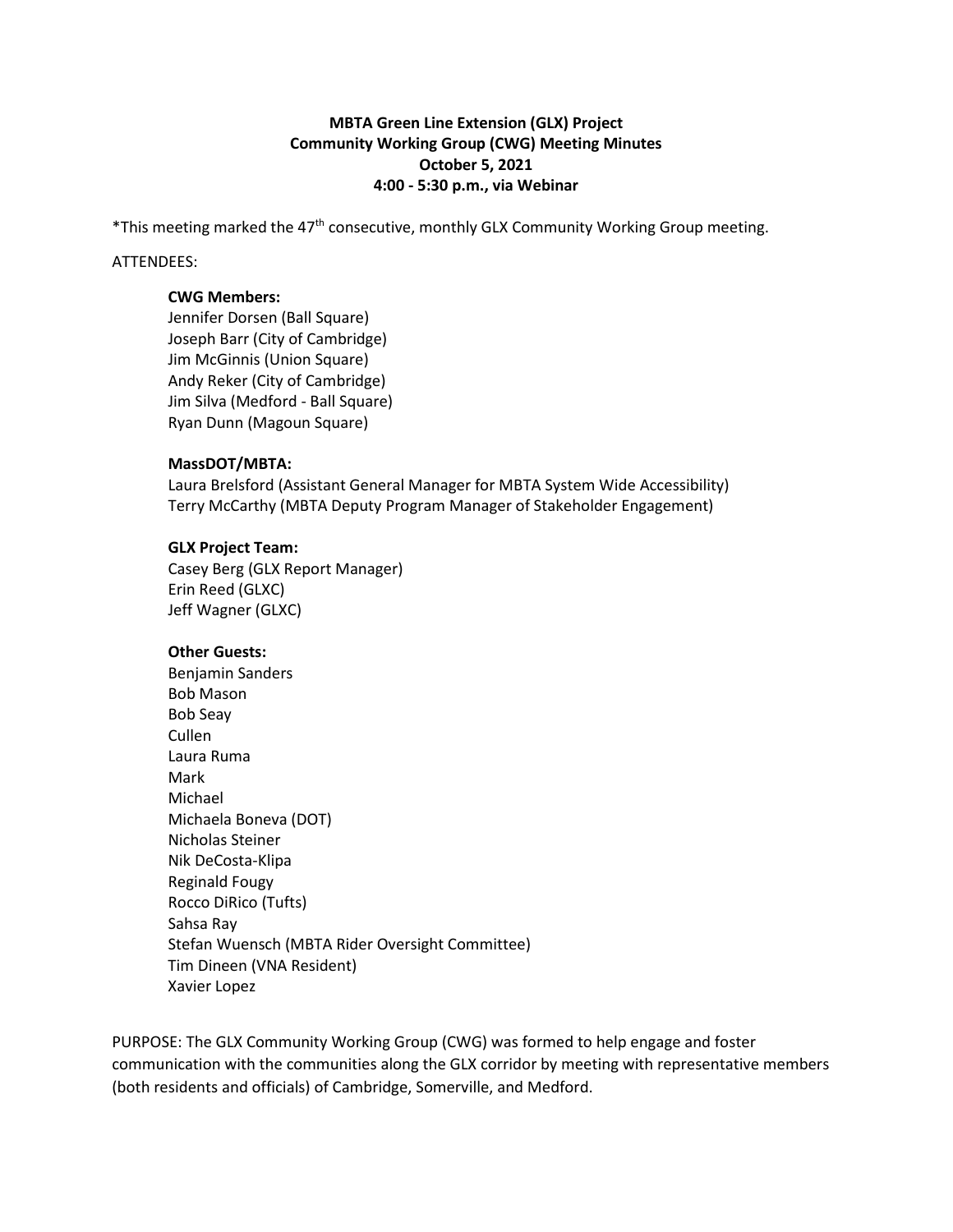**MBTA Green Line Extension (GLX) Project**
**Community Working Group (CWG) Meeting Minutes**
**October 5, 2021**
**4:00 - 5:30 p.m., via Webinar**

*This meeting marked the 47th consecutive, monthly GLX Community Working Group meeting.

ATTENDEES:

**CWG Members:**
Jennifer Dorsen (Ball Square)
Joseph Barr (City of Cambridge)
Jim McGinnis (Union Square)
Andy Reker (City of Cambridge)
Jim Silva (Medford - Ball Square)
Ryan Dunn (Magoun Square)

**MassDOT/MBTA:**
Laura Brelsford (Assistant General Manager for MBTA System Wide Accessibility)
Terry McCarthy (MBTA Deputy Program Manager of Stakeholder Engagement)

**GLX Project Team:**
Casey Berg (GLX Report Manager)
Erin Reed (GLXC)
Jeff Wagner (GLXC)

**Other Guests:**
Benjamin Sanders
Bob Mason
Bob Seay
Cullen
Laura Ruma
Mark
Michael
Michaela Boneva (DOT)
Nicholas Steiner
Nik DeCosta-Klipa
Reginald Fougy
Rocco DiRico (Tufts)
Sahsa Ray
Stefan Wuensch (MBTA Rider Oversight Committee)
Tim Dineen (VNA Resident)
Xavier Lopez

PURPOSE: The GLX Community Working Group (CWG) was formed to help engage and foster communication with the communities along the GLX corridor by meeting with representative members (both residents and officials) of Cambridge, Somerville, and Medford.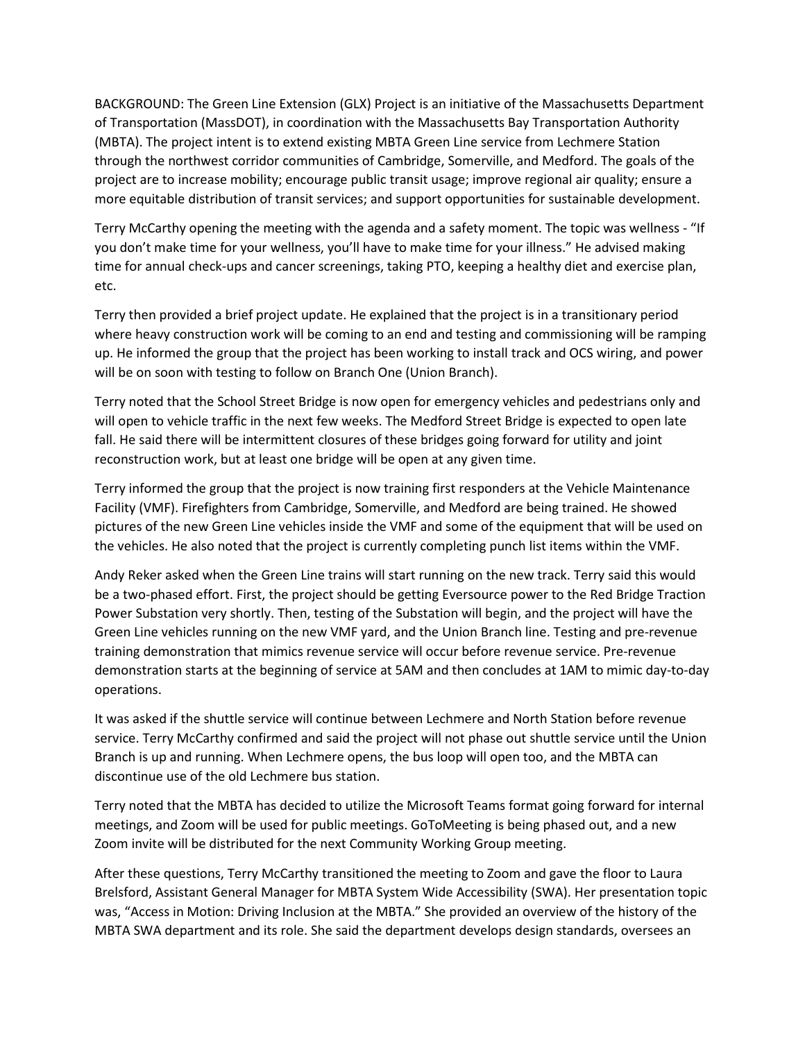BACKGROUND: The Green Line Extension (GLX) Project is an initiative of the Massachusetts Department of Transportation (MassDOT), in coordination with the Massachusetts Bay Transportation Authority (MBTA). The project intent is to extend existing MBTA Green Line service from Lechmere Station through the northwest corridor communities of Cambridge, Somerville, and Medford. The goals of the project are to increase mobility; encourage public transit usage; improve regional air quality; ensure a more equitable distribution of transit services; and support opportunities for sustainable development.

Terry McCarthy opening the meeting with the agenda and a safety moment. The topic was wellness - "If you don't make time for your wellness, you'll have to make time for your illness." He advised making time for annual check-ups and cancer screenings, taking PTO, keeping a healthy diet and exercise plan, etc.

Terry then provided a brief project update. He explained that the project is in a transitionary period where heavy construction work will be coming to an end and testing and commissioning will be ramping up. He informed the group that the project has been working to install track and OCS wiring, and power will be on soon with testing to follow on Branch One (Union Branch).

Terry noted that the School Street Bridge is now open for emergency vehicles and pedestrians only and will open to vehicle traffic in the next few weeks. The Medford Street Bridge is expected to open late fall. He said there will be intermittent closures of these bridges going forward for utility and joint reconstruction work, but at least one bridge will be open at any given time.

Terry informed the group that the project is now training first responders at the Vehicle Maintenance Facility (VMF). Firefighters from Cambridge, Somerville, and Medford are being trained. He showed pictures of the new Green Line vehicles inside the VMF and some of the equipment that will be used on the vehicles. He also noted that the project is currently completing punch list items within the VMF.

Andy Reker asked when the Green Line trains will start running on the new track. Terry said this would be a two-phased effort. First, the project should be getting Eversource power to the Red Bridge Traction Power Substation very shortly. Then, testing of the Substation will begin, and the project will have the Green Line vehicles running on the new VMF yard, and the Union Branch line. Testing and pre-revenue training demonstration that mimics revenue service will occur before revenue service. Pre-revenue demonstration starts at the beginning of service at 5AM and then concludes at 1AM to mimic day-to-day operations.

It was asked if the shuttle service will continue between Lechmere and North Station before revenue service. Terry McCarthy confirmed and said the project will not phase out shuttle service until the Union Branch is up and running. When Lechmere opens, the bus loop will open too, and the MBTA can discontinue use of the old Lechmere bus station.

Terry noted that the MBTA has decided to utilize the Microsoft Teams format going forward for internal meetings, and Zoom will be used for public meetings. GoToMeeting is being phased out, and a new Zoom invite will be distributed for the next Community Working Group meeting.

After these questions, Terry McCarthy transitioned the meeting to Zoom and gave the floor to Laura Brelsford, Assistant General Manager for MBTA System Wide Accessibility (SWA). Her presentation topic was, "Access in Motion: Driving Inclusion at the MBTA." She provided an overview of the history of the MBTA SWA department and its role. She said the department develops design standards, oversees an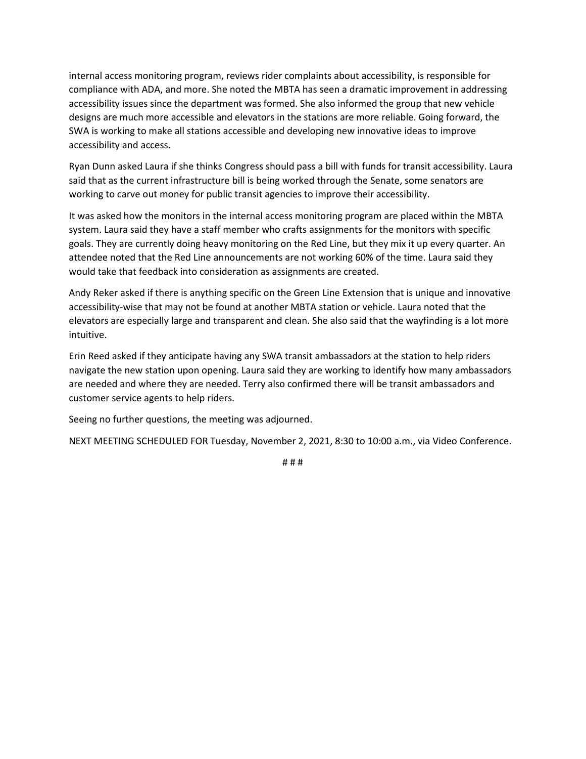internal access monitoring program, reviews rider complaints about accessibility, is responsible for compliance with ADA, and more. She noted the MBTA has seen a dramatic improvement in addressing accessibility issues since the department was formed. She also informed the group that new vehicle designs are much more accessible and elevators in the stations are more reliable. Going forward, the SWA is working to make all stations accessible and developing new innovative ideas to improve accessibility and access.

Ryan Dunn asked Laura if she thinks Congress should pass a bill with funds for transit accessibility. Laura said that as the current infrastructure bill is being worked through the Senate, some senators are working to carve out money for public transit agencies to improve their accessibility.

It was asked how the monitors in the internal access monitoring program are placed within the MBTA system. Laura said they have a staff member who crafts assignments for the monitors with specific goals. They are currently doing heavy monitoring on the Red Line, but they mix it up every quarter. An attendee noted that the Red Line announcements are not working 60% of the time. Laura said they would take that feedback into consideration as assignments are created.

Andy Reker asked if there is anything specific on the Green Line Extension that is unique and innovative accessibility-wise that may not be found at another MBTA station or vehicle. Laura noted that the elevators are especially large and transparent and clean. She also said that the wayfinding is a lot more intuitive.

Erin Reed asked if they anticipate having any SWA transit ambassadors at the station to help riders navigate the new station upon opening. Laura said they are working to identify how many ambassadors are needed and where they are needed. Terry also confirmed there will be transit ambassadors and customer service agents to help riders.

Seeing no further questions, the meeting was adjourned.

NEXT MEETING SCHEDULED FOR Tuesday, November 2, 2021, 8:30 to 10:00 a.m., via Video Conference.

# # #